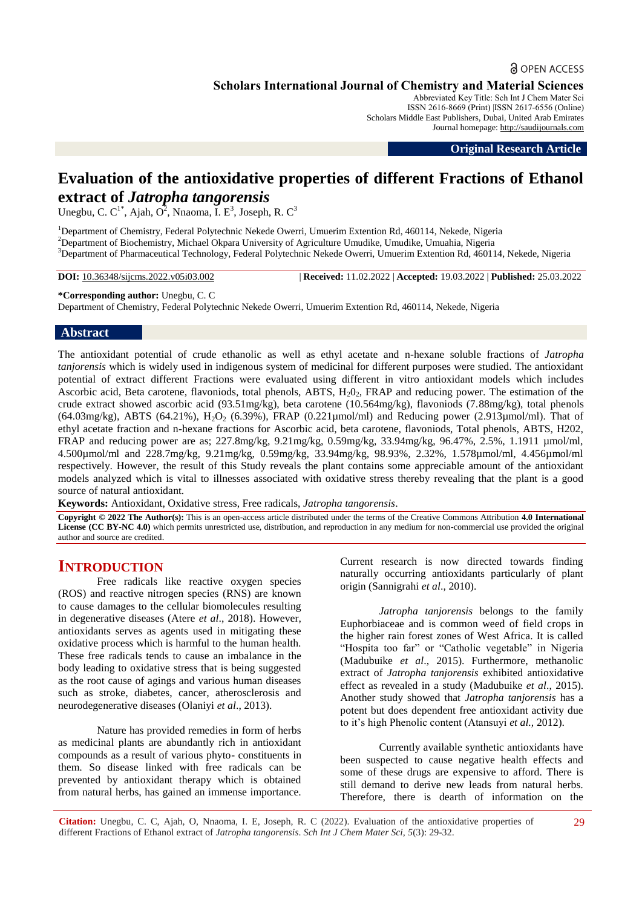Open Access

**Scholars International Journal of Chemistry and Material Sciences**

Abbreviated Key Title: Sch Int J Chem Mater Sci
ISSN 2616-8669 (Print) |ISSN 2617-6556 (Online)
Scholars Middle East Publishers, Dubai, United Arab Emirates
Journal homepage: http://saudijournals.com

**Original Research Article**

# Evaluation of the antioxidative properties of different Fractions of Ethanol extract of *Jatropha tangorensis*

Unegbu, C. C[1*], Ajah, O[2], Nnaoma, I. E[3], Joseph, R. C[3]

[1]Department of Chemistry, Federal Polytechnic Nekede Owerri, Umuerim Extention Rd, 460114, Nekede, Nigeria
[2]Department of Biochemistry, Michael Okpara University of Agriculture Umudike, Umudike, Umuahia, Nigeria
[3]Department of Pharmaceutical Technology, Federal Polytechnic Nekede Owerri, Umuerim Extention Rd, 460114, Nekede, Nigeria

**DOI:** 10.36348/sijcms.2022.v05i03.002 | **Received:** 11.02.2022 | **Accepted:** 19.03.2022 | **Published:** 25.03.2022

**\*Corresponding author:** Unegbu, C. C
Department of Chemistry, Federal Polytechnic Nekede Owerri, Umuerim Extention Rd, 460114, Nekede, Nigeria

## Abstract

The antioxidant potential of crude ethanolic as well as ethyl acetate and n-hexane soluble fractions of *Jatropha tanjorensis* which is widely used in indigenous system of medicinal for different purposes were studied. The antioxidant potential of extract different Fractions were evaluated using different in vitro antioxidant models which includes Ascorbic acid, Beta carotene, flavoniods, total phenols, ABTS, $H_2O_2$, FRAP and reducing power. The estimation of the crude extract showed ascorbic acid (93.51mg/kg), beta carotene (10.564mg/kg), flavoniods (7.88mg/kg), total phenols (64.03mg/kg), ABTS (64.21%), $H_2O_2$ (6.39%), FRAP (0.221µmol/ml) and Reducing power (2.913µmol/ml). That of ethyl acetate fraction and n-hexane fractions for Ascorbic acid, beta carotene, flavoniods, Total phenols, ABTS, H202, FRAP and reducing power are as; 227.8mg/kg, 9.21mg/kg, 0.59mg/kg, 33.94mg/kg, 96.47%, 2.5%, 1.1911 µmol/ml, 4.500µmol/ml and 228.7mg/kg, 9.21mg/kg, 0.59mg/kg, 33.94mg/kg, 98.93%, 2.32%, 1.578µmol/ml, 4.456µmol/ml respectively. However, the result of this Study reveals the plant contains some appreciable amount of the antioxidant models analyzed which is vital to illnesses associated with oxidative stress thereby revealing that the plant is a good source of natural antioxidant.

**Keywords:** Antioxidant, Oxidative stress, Free radicals, *Jatropha tangorensis*.

**Copyright © 2022 The Author(s):** This is an open-access article distributed under the terms of the Creative Commons Attribution **4.0 International License (CC BY-NC 4.0)** which permits unrestricted use, distribution, and reproduction in any medium for non-commercial use provided the original author and source are credited.

## INTRODUCTION

Free radicals like reactive oxygen species (ROS) and reactive nitrogen species (RNS) are known to cause damages to the cellular biomolecules resulting in degenerative diseases (Atere *et al*., 2018). However, antioxidants serves as agents used in mitigating these oxidative process which is harmful to the human health. These free radicals tends to cause an imbalance in the body leading to oxidative stress that is being suggested as the root cause of agings and various human diseases such as stroke, diabetes, cancer, atherosclerosis and neurodegenerative diseases (Olaniyi *et al*., 2013).

Nature has provided remedies in form of herbs as medicinal plants are abundantly rich in antioxidant compounds as a result of various phyto- constituents in them. So disease linked with free radicals can be prevented by antioxidant therapy which is obtained from natural herbs, has gained an immense importance. Current research is now directed towards finding naturally occurring antioxidants particularly of plant origin (Sannigrahi *et al*., 2010).

*Jatropha tanjorensis* belongs to the family Euphorbiaceae and is common weed of field crops in the higher rain forest zones of West Africa. It is called "Hospita too far" or "Catholic vegetable" in Nigeria (Madubuike *et al*., 2015). Furthermore, methanolic extract of *Jatropha tanjorensis* exhibited antioxidative effect as revealed in a study (Madubuike *et al*., 2015). Another study showed that *Jatropha tanjorensis* has a potent but does dependent free antioxidant activity due to it's high Phenolic content (Atansuyi *et al*., 2012).

Currently available synthetic antioxidants have been suspected to cause negative health effects and some of these drugs are expensive to afford. There is still demand to derive new leads from natural herbs. Therefore, there is dearth of information on the

**Citation:** Unegbu, C. C, Ajah, O, Nnaoma, I. E, Joseph, R. C (2022). Evaluation of the antioxidative properties of different Fractions of Ethanol extract of *Jatropha tangorensis*. *Sch Int J Chem Mater Sci, 5*(3): 29-32.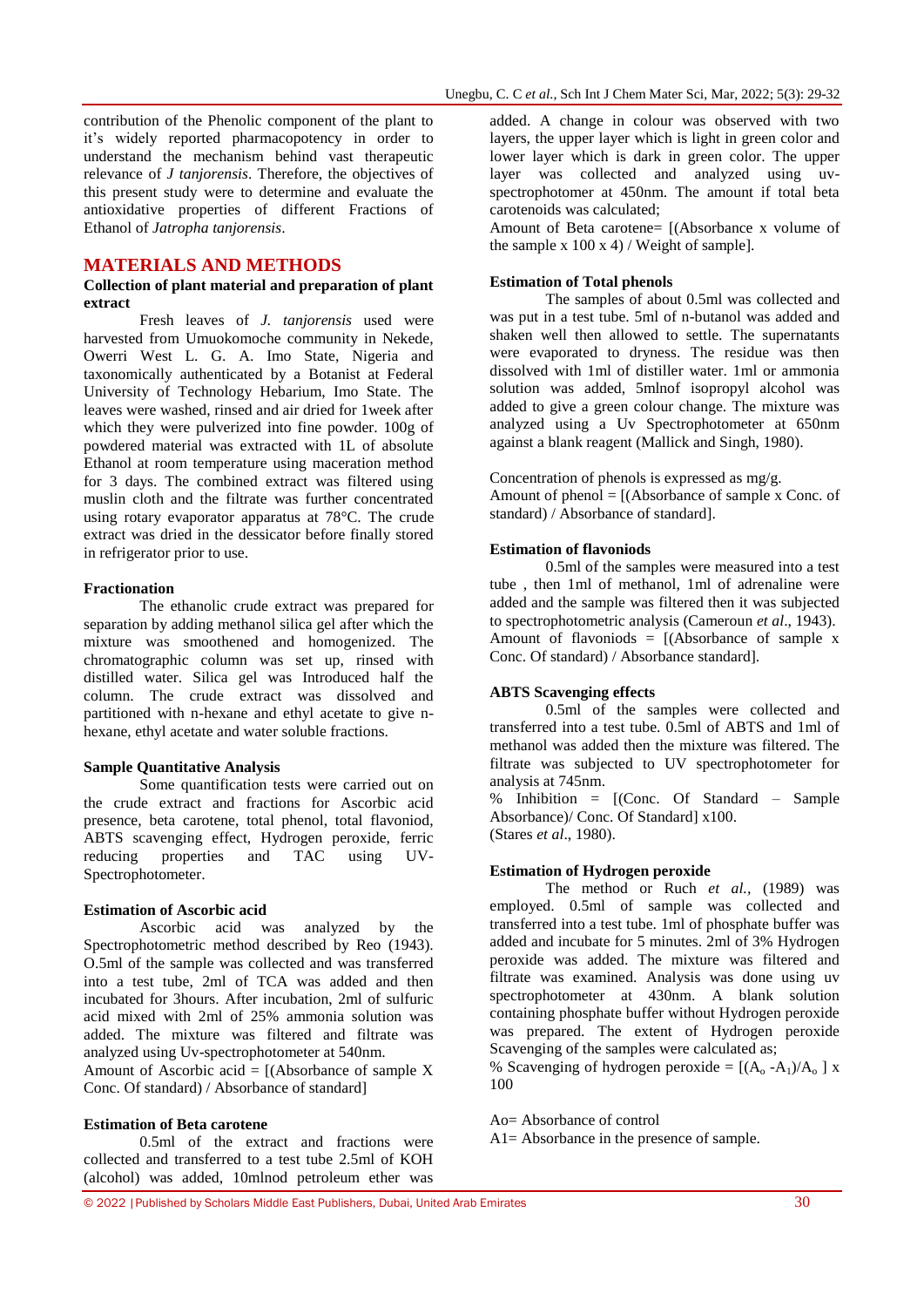contribution of the Phenolic component of the plant to it's widely reported pharmacopotency in order to understand the mechanism behind vast therapeutic relevance of *J tanjorensis*. Therefore, the objectives of this present study were to determine and evaluate the antioxidative properties of different Fractions of Ethanol of *Jatropha tanjorensis*.

## MATERIALS AND METHODS

### Collection of plant material and preparation of plant extract

Fresh leaves of *J. tanjorensis* used were harvested from Umuokomoche community in Nekede, Owerri West L. G. A. Imo State, Nigeria and taxonomically authenticated by a Botanist at Federal University of Technology Hebarium, Imo State. The leaves were washed, rinsed and air dried for 1week after which they were pulverized into fine powder. 100g of powdered material was extracted with 1L of absolute Ethanol at room temperature using maceration method for 3 days. The combined extract was filtered using muslin cloth and the filtrate was further concentrated using rotary evaporator apparatus at 78°C. The crude extract was dried in the dessicator before finally stored in refrigerator prior to use.

### Fractionation

The ethanolic crude extract was prepared for separation by adding methanol silica gel after which the mixture was smoothened and homogenized. The chromatographic column was set up, rinsed with distilled water. Silica gel was Introduced half the column. The crude extract was dissolved and partitioned with n-hexane and ethyl acetate to give n-hexane, ethyl acetate and water soluble fractions.

### Sample Quantitative Analysis

Some quantification tests were carried out on the crude extract and fractions for Ascorbic acid presence, beta carotene, total phenol, total flavoniod, ABTS scavenging effect, Hydrogen peroxide, ferric reducing properties and TAC using UV-Spectrophotometer.

### Estimation of Ascorbic acid

Ascorbic acid was analyzed by the Spectrophotometric method described by Reo (1943). O.5ml of the sample was collected and was transferred into a test tube, 2ml of TCA was added and then incubated for 3hours. After incubation, 2ml of sulfuric acid mixed with 2ml of 25% ammonia solution was added. The mixture was filtered and filtrate was analyzed using Uv-spectrophotometer at 540nm.

Amount of Ascorbic acid = [(Absorbance of sample X Conc. Of standard) / Absorbance of standard]

### Estimation of Beta carotene

0.5ml of the extract and fractions were collected and transferred to a test tube 2.5ml of KOH (alcohol) was added, 10mlnod petroleum ether was added. A change in colour was observed with two layers, the upper layer which is light in green color and lower layer which is dark in green color. The upper layer was collected and analyzed using uv-spectrophotomer at 450nm. The amount if total beta carotenoids was calculated;

Amount of Beta carotene= [(Absorbance x volume of the sample x 100 x 4) / Weight of sample].

### Estimation of Total phenols

The samples of about 0.5ml was collected and was put in a test tube. 5ml of n-butanol was added and shaken well then allowed to settle. The supernatants were evaporated to dryness. The residue was then dissolved with 1ml of distiller water. 1ml or ammonia solution was added, 5mlnof isopropyl alcohol was added to give a green colour change. The mixture was analyzed using a Uv Spectrophotometer at 650nm against a blank reagent (Mallick and Singh, 1980).

Concentration of phenols is expressed as mg/g.

Amount of phenol = [(Absorbance of sample x Conc. of standard) / Absorbance of standard].

### Estimation of flavoniods

0.5ml of the samples were measured into a test tube , then 1ml of methanol, 1ml of adrenaline were added and the sample was filtered then it was subjected to spectrophotometric analysis (Cameroun *et al*., 1943).

Amount of flavoniods = [(Absorbance of sample x Conc. Of standard) / Absorbance standard].

### ABTS Scavenging effects

0.5ml of the samples were collected and transferred into a test tube. 0.5ml of ABTS and 1ml of methanol was added then the mixture was filtered. The filtrate was subjected to UV spectrophotometer for analysis at 745nm.

% Inhibition = [(Conc. Of Standard – Sample Absorbance)/ Conc. Of Standard] x100.

(Stares *et al*., 1980).

### Estimation of Hydrogen peroxide

The method or Ruch *et al.*, (1989) was employed. 0.5ml of sample was collected and transferred into a test tube. 1ml of phosphate buffer was added and incubate for 5 minutes. 2ml of 3% Hydrogen peroxide was added. The mixture was filtered and filtrate was examined. Analysis was done using uv spectrophotometer at 430nm. A blank solution containing phosphate buffer without Hydrogen peroxide was prepared. The extent of Hydrogen peroxide Scavenging of the samples were calculated as;

% Scavenging of hydrogen peroxide = $[(A_o - A_1)/A_o]$ x 100

Ao= Absorbance of control

A1= Absorbance in the presence of sample.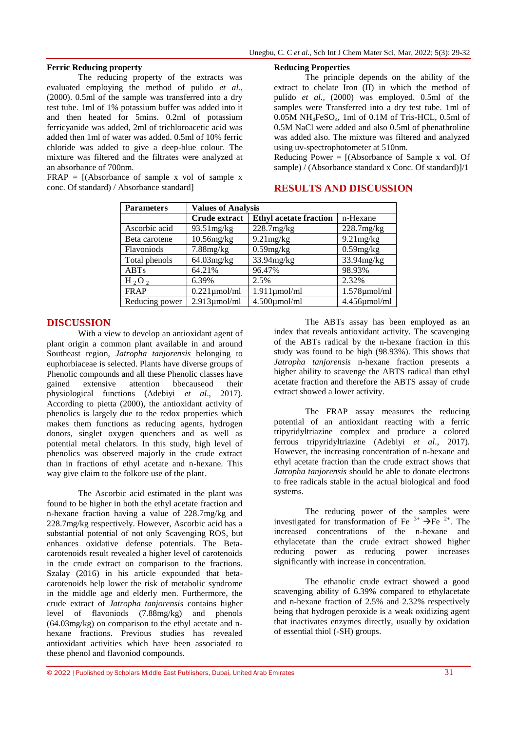### Ferric Reducing property

The reducing property of the extracts was evaluated employing the method of pulido *et al.,* (2000). 0.5ml of the sample was transferred into a dry test tube. 1ml of 1% potassium buffer was added into it and then heated for 5mins. 0.2ml of potassium ferricyanide was added, 2ml of trichloroacetic acid was added then 1ml of water was added. 0.5ml of 10% ferric chloride was added to give a deep-blue colour. The mixture was filtered and the filtrates were analyzed at an absorbance of 700nm.

FRAP = [(Absorbance of sample x vol of sample x conc. Of standard) / Absorbance standard]

### Reducing Properties

The principle depends on the ability of the extract to chelate Iron (II) in which the method of pulido *et al.,* (2000) was employed. 0.5ml of the samples were Transferred into a dry test tube. 1ml of 0.05M $NH_4FeSO_4$, 1ml of 0.1M of Tris-HCL, 0.5ml of 0.5M NaCl were added and also 0.5ml of phenathroline was added also. The mixture was filtered and analyzed using uv-spectrophotometer at 510nm.

Reducing Power = [(Absorbance of Sample x vol. Of sample) / (Absorbance standard x Conc. Of standard)]/1

## RESULTS AND DISCUSSION

| Parameters | Values of Analysis | | |
|---|---|---|---|
| | Crude extract | Ethyl acetate fraction | n-Hexane |
| Ascorbic acid | 93.51mg/kg | 228.7mg/kg | 228.7mg/kg |
| Beta carotene | 10.56mg/kg | 9.21mg/kg | 9.21mg/kg |
| Flavoniods | 7.88mg/kg | 0.59mg/kg | 0.59mg/kg |
| Total phenols | 64.03mg/kg | 33.94mg/kg | 33.94mg/kg |
| ABTs | 64.21% | 96.47% | 98.93% |
| $H_2O_2$ | 6.39% | 2.5% | 2.32% |
| FRAP | 0.221µmol/ml | 1.911µmol/ml | 1.578µmol/ml |
| Reducing power | 2.913µmol/ml | 4.500µmol/ml | 4.456µmol/ml |

## DISCUSSION

With a view to develop an antioxidant agent of plant origin a common plant available in and around Southeast region, *Jatropha tanjorensis* belonging to euphorbiaceae is selected. Plants have diverse groups of Phenolic compounds and all these Phenolic classes have gained extensive attention bbecauseod their physiological functions (Adebiyi *et al*., 2017). According to pietta (2000), the antioxidant activity of phenolics is largely due to the redox properties which makes them functions as reducing agents, hydrogen donors, singlet oxygen quenchers and as well as potential metal chelators. In this study, high level of phenolics was observed majorly in the crude extract than in fractions of ethyl acetate and n-hexane. This way give claim to the folkore use of the plant.

The Ascorbic acid estimated in the plant was found to be higher in both the ethyl acetate fraction and n-hexane fraction having a value of 228.7mg/kg and 228.7mg/kg respectively. However, Ascorbic acid has a substantial potential of not only Scavenging ROS, but enhances oxidative defense potentials. The Beta-carotenoids result revealed a higher level of carotenoids in the crude extract on comparison to the fractions. Szalay (2016) in his article expounded that beta-carotenoids help lower the risk of metabolic syndrome in the middle age and elderly men. Furthermore, the crude extract of *Jatropha tanjorensis* contains higher level of flavoniods (7.88mg/kg) and phenols (64.03mg/kg) on comparison to the ethyl acetate and n-hexane fractions. Previous studies has revealed antioxidant activities which have been associated to these phenol and flavoniod compounds.

The ABTs assay has been employed as an index that reveals antioxidant activity. The scavenging of the ABTs radical by the n-hexane fraction in this study was found to be high (98.93%). This shows that *Jatropha tanjorensis* n-hexane fraction presents a higher ability to scavenge the ABTS radical than ethyl acetate fraction and therefore the ABTS assay of crude extract showed a lower activity.

The FRAP assay measures the reducing potential of an antioxidant reacting with a ferric tripyridyltriazine complex and produce a colored ferrous tripyridyltriazine (Adebiyi *et al*., 2017). However, the increasing concentration of n-hexane and ethyl acetate fraction than the crude extract shows that *Jatropha tanjorensis* should be able to donate electrons to free radicals stable in the actual biological and food systems.

The reducing power of the samples were investigated for transformation of $Fe^{3+} \rightarrow Fe^{2+}$. The increased concentrations of the n-hexane and ethylacetate than the crude extract showed higher reducing power as reducing power increases significantly with increase in concentration.

The ethanolic crude extract showed a good scavenging ability of 6.39% compared to ethylacetate and n-hexane fraction of 2.5% and 2.32% respectively being that hydrogen peroxide is a weak oxidizing agent that inactivates enzymes directly, usually by oxidation of essential thiol (-SH) groups.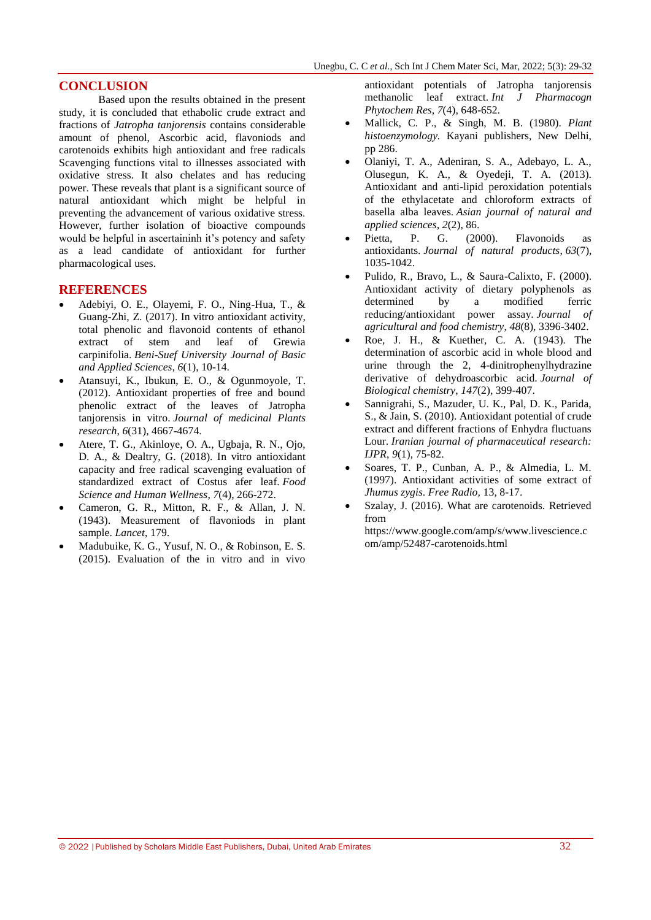## CONCLUSION

Based upon the results obtained in the present study, it is concluded that ethabolic crude extract and fractions of *Jatropha tanjorensis* contains considerable amount of phenol, Ascorbic acid, flavoniods and carotenoids exhibits high antioxidant and free radicals Scavenging functions vital to illnesses associated with oxidative stress. It also chelates and has reducing power. These reveals that plant is a significant source of natural antioxidant which might be helpful in preventing the advancement of various oxidative stress. However, further isolation of bioactive compounds would be helpful in ascertaininh it's potency and safety as a lead candidate of antioxidant for further pharmacological uses.

## REFERENCES

- Adebiyi, O. E., Olayemi, F. O., Ning-Hua, T., & Guang-Zhi, Z. (2017). In vitro antioxidant activity, total phenolic and flavonoid contents of ethanol extract of stem and leaf of Grewia carpinifolia. *Beni-Suef University Journal of Basic and Applied Sciences*, *6*(1), 10-14.
- Atansuyi, K., Ibukun, E. O., & Ogunmoyole, T. (2012). Antioxidant properties of free and bound phenolic extract of the leaves of Jatropha tanjorensis in vitro. *Journal of medicinal Plants research*, *6*(31), 4667-4674.
- Atere, T. G., Akinloye, O. A., Ugbaja, R. N., Ojo, D. A., & Dealtry, G. (2018). In vitro antioxidant capacity and free radical scavenging evaluation of standardized extract of Costus afer leaf. *Food Science and Human Wellness*, *7*(4), 266-272.
- Cameron, G. R., Mitton, R. F., & Allan, J. N. (1943). Measurement of flavoniods in plant sample. *Lancet*, 179.
- Madubuike, K. G., Yusuf, N. O., & Robinson, E. S. (2015). Evaluation of the in vitro and in vivo antioxidant potentials of Jatropha tanjorensis methanolic leaf extract. *Int J Pharmacogn Phytochem Res*, *7*(4), 648-652.
- Mallick, C. P., & Singh, M. B. (1980). *Plant histoenzymology.* Kayani publishers, New Delhi, pp 286.
- Olaniyi, T. A., Adeniran, S. A., Adebayo, L. A., Olusegun, K. A., & Oyedeji, T. A. (2013). Antioxidant and anti-lipid peroxidation potentials of the ethylacetate and chloroform extracts of basella alba leaves. *Asian journal of natural and applied sciences*, *2*(2), 86.
- Pietta, P. G. (2000). Flavonoids as antioxidants. *Journal of natural products*, *63*(7), 1035-1042.
- Pulido, R., Bravo, L., & Saura-Calixto, F. (2000). Antioxidant activity of dietary polyphenols as determined by a modified ferric reducing/antioxidant power assay. *Journal of agricultural and food chemistry*, *48*(8), 3396-3402.
- Roe, J. H., & Kuether, C. A. (1943). The determination of ascorbic acid in whole blood and urine through the 2, 4-dinitrophenylhydrazine derivative of dehydroascorbic acid. *Journal of Biological chemistry*, *147*(2), 399-407.
- Sannigrahi, S., Mazuder, U. K., Pal, D. K., Parida, S., & Jain, S. (2010). Antioxidant potential of crude extract and different fractions of Enhydra fluctuans Lour. *Iranian journal of pharmaceutical research: IJPR*, *9*(1), 75-82.
- Soares, T. P., Cunban, A. P., & Almedia, L. M. (1997). Antioxidant activities of some extract of *Jhumus zygis*. *Free Radio*, 13, 8-17.
- Szalay, J. (2016). What are carotenoids. Retrieved from https://www.google.com/amp/s/www.livescience.com/amp/52487-carotenoids.html